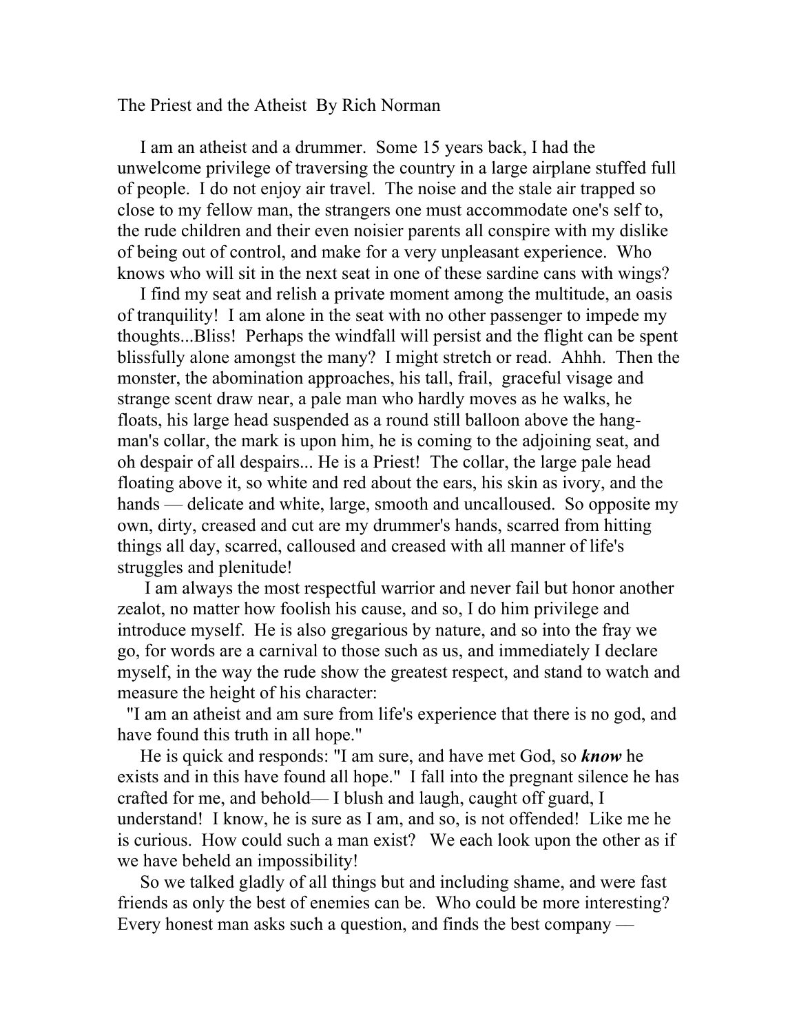The Priest and the Atheist By Rich Norman

I am an atheist and a drummer. Some 15 years back, I had the unwelcome privilege of traversing the country in a large airplane stuffed full of people. I do not enjoy air travel. The noise and the stale air trapped so close to my fellow man, the strangers one must accommodate one's self to, the rude children and their even noisier parents all conspire with my dislike of being out of control, and make for a very unpleasant experience. Who knows who will sit in the next seat in one of these sardine cans with wings?

I find my seat and relish a private moment among the multitude, an oasis of tranquility! I am alone in the seat with no other passenger to impede my thoughts...Bliss! Perhaps the windfall will persist and the flight can be spent blissfully alone amongst the many? I might stretch or read. Ahhh. Then the monster, the abomination approaches, his tall, frail, graceful visage and strange scent draw near, a pale man who hardly moves as he walks, he floats, his large head suspended as a round still balloon above the hang-man's collar, the mark is upon him, he is coming to the adjoining seat, and oh despair of all despairs... He is a Priest! The collar, the large pale head floating above it, so white and red about the ears, his skin as ivory, and the hands — delicate and white, large, smooth and uncalloused. So opposite my own, dirty, creased and cut are my drummer's hands, scarred from hitting things all day, scarred, calloused and creased with all manner of life's struggles and plenitude!

I am always the most respectful warrior and never fail but honor another zealot, no matter how foolish his cause, and so, I do him privilege and introduce myself. He is also gregarious by nature, and so into the fray we go, for words are a carnival to those such as us, and immediately I declare myself, in the way the rude show the greatest respect, and stand to watch and measure the height of his character:

"I am an atheist and am sure from life's experience that there is no god, and have found this truth in all hope."

He is quick and responds: "I am sure, and have met God, so ***know*** he exists and in this have found all hope." I fall into the pregnant silence he has crafted for me, and behold— I blush and laugh, caught off guard, I understand! I know, he is sure as I am, and so, is not offended! Like me he is curious. How could such a man exist? We each look upon the other as if we have beheld an impossibility!

So we talked gladly of all things but and including shame, and were fast friends as only the best of enemies can be. Who could be more interesting? Every honest man asks such a question, and finds the best company —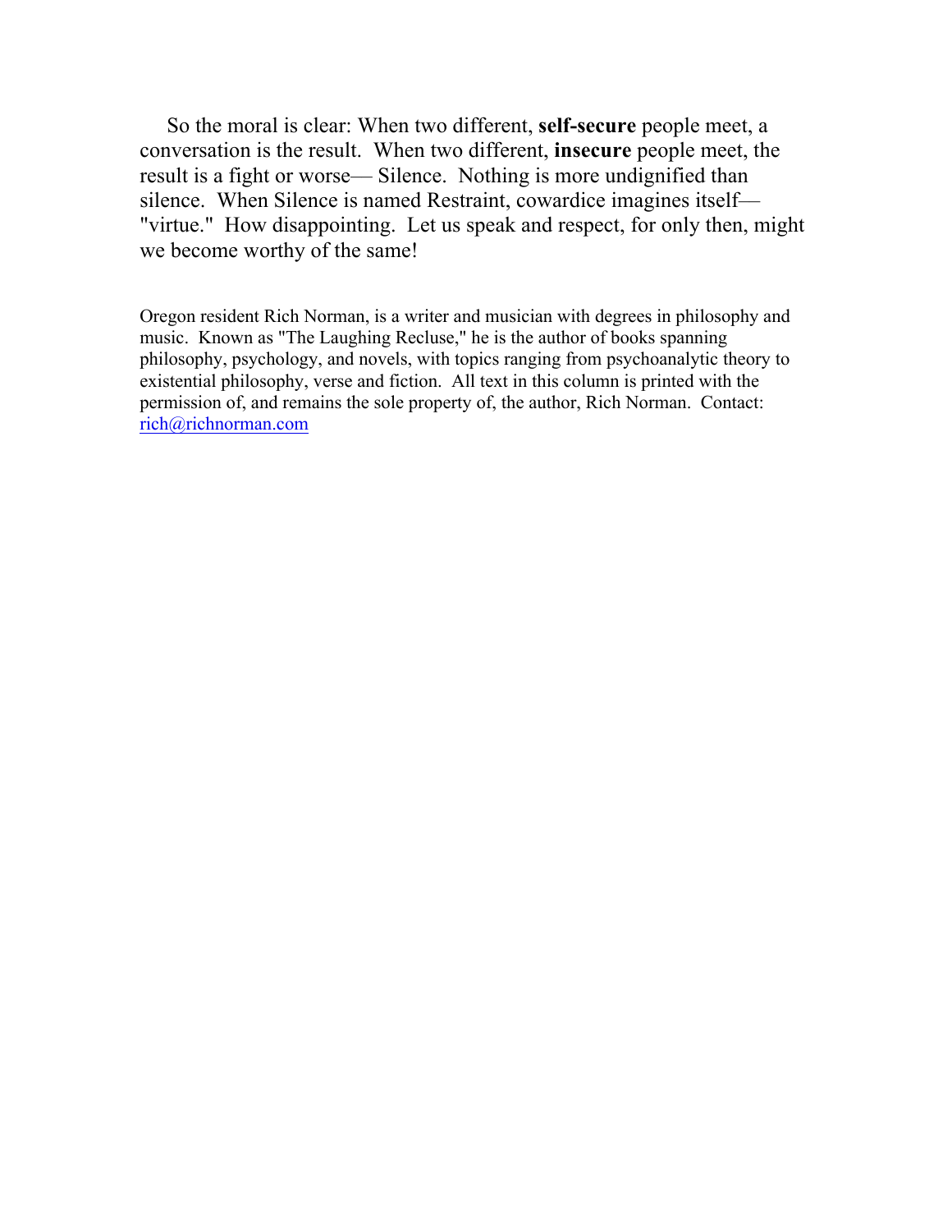So the moral is clear: When two different, **self-secure** people meet, a conversation is the result. When two different, **insecure** people meet, the result is a fight or worse— Silence. Nothing is more undignified than silence. When Silence is named Restraint, cowardice imagines itself— "virtue." How disappointing. Let us speak and respect, for only then, might we become worthy of the same!

Oregon resident Rich Norman, is a writer and musician with degrees in philosophy and music. Known as "The Laughing Recluse," he is the author of books spanning philosophy, psychology, and novels, with topics ranging from psychoanalytic theory to existential philosophy, verse and fiction. All text in this column is printed with the permission of, and remains the sole property of, the author, Rich Norman. Contact: rich@richnorman.com